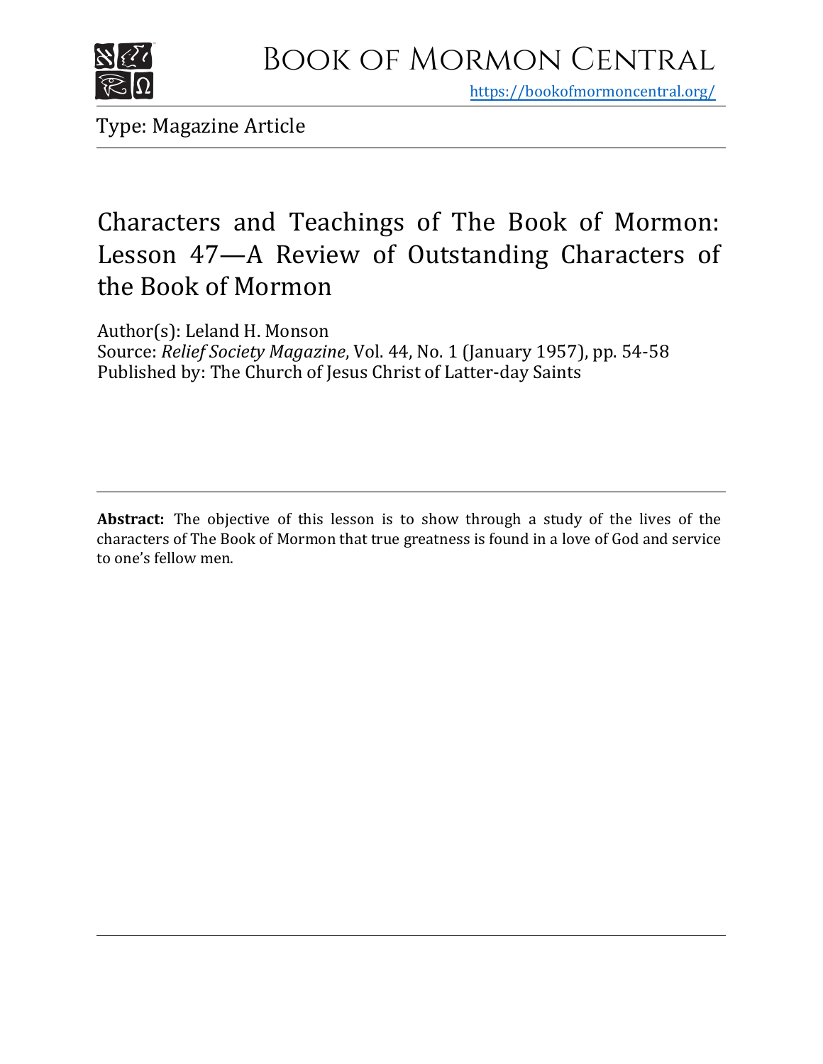Book of Mormon Central

https://bookofmormoncentral.org/

Type: Magazine Article

# Characters and Teachings of The Book of Mormon: Lesson 47—A Review of Outstanding Characters of the Book of Mormon

Author(s): Leland H. Monson
Source: *Relief Society Magazine*, Vol. 44, No. 1 (January 1957), pp. 54-58
Published by: The Church of Jesus Christ of Latter-day Saints

---

**Abstract:** The objective of this lesson is to show through a study of the lives of the characters of The Book of Mormon that true greatness is found in a love of God and service to one's fellow men.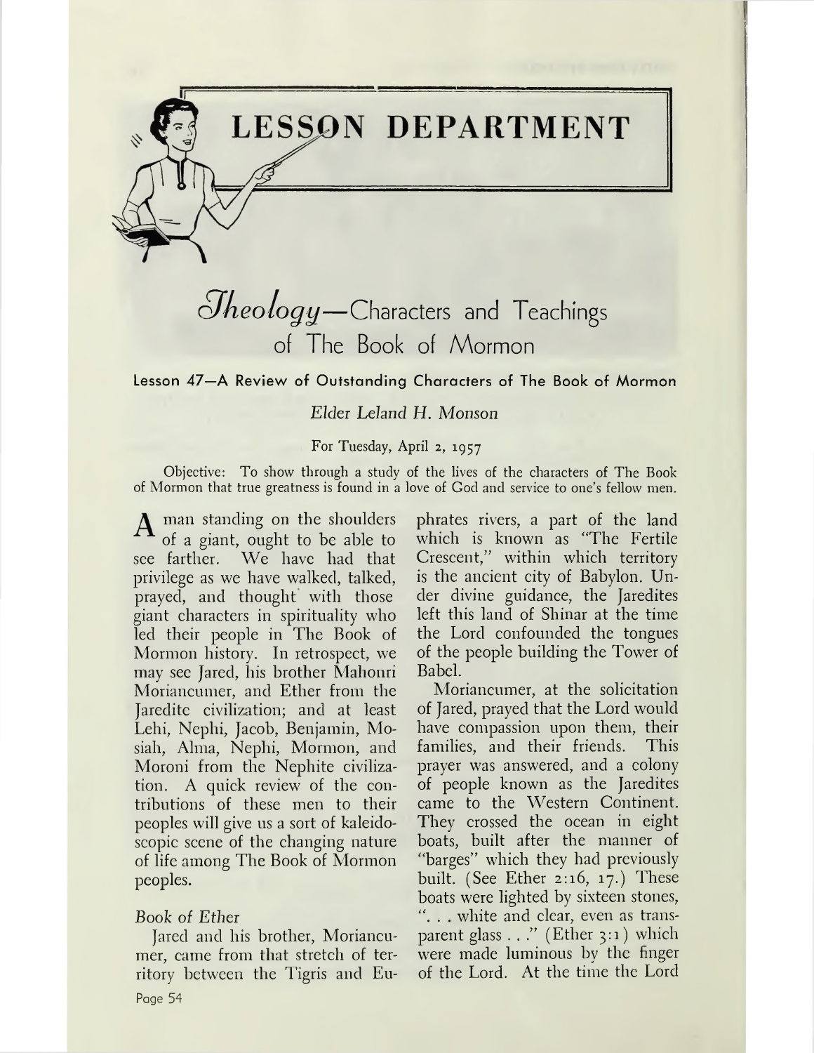# LESSON DEPARTMENT

## Theology—Characters and Teachings of The Book of Mormon

### Lesson 47—A Review of Outstanding Characters of The Book of Mormon

*Elder Leland H. Monson*

For Tuesday, April 2, 1957

Objective: To show through a study of the lives of the characters of The Book of Mormon that true greatness is found in a love of God and service to one's fellow men.

A man standing on the shoulders of a giant, ought to be able to see farther. We have had that privilege as we have walked, talked, prayed, and thought with those giant characters in spirituality who led their people in The Book of Mormon history. In retrospect, we may see Jared, his brother Mahonri Moriancumer, and Ether from the Jaredite civilization; and at least Lehi, Nephi, Jacob, Benjamin, Mosiah, Alma, Nephi, Mormon, and Moroni from the Nephite civilization. A quick review of the contributions of these men to their peoples will give us a sort of kaleidoscopic scene of the changing nature of life among The Book of Mormon peoples.

*Book of Ether*

Jared and his brother, Moriancumer, came from that stretch of territory between the Tigris and Euphrates rivers, a part of the land which is known as "The Fertile Crescent," within which territory is the ancient city of Babylon. Under divine guidance, the Jaredites left this land of Shinar at the time the Lord confounded the tongues of the people building the Tower of Babel.

Moriancumer, at the solicitation of Jared, prayed that the Lord would have compassion upon them, their families, and their friends. This prayer was answered, and a colony of people known as the Jaredites came to the Western Continent. They crossed the ocean in eight boats, built after the manner of "barges" which they had previously built. (See Ether 2:16, 17.) These boats were lighted by sixteen stones, ". . . white and clear, even as transparent glass . . ." (Ether 3:1) which were made luminous by the finger of the Lord. At the time the Lord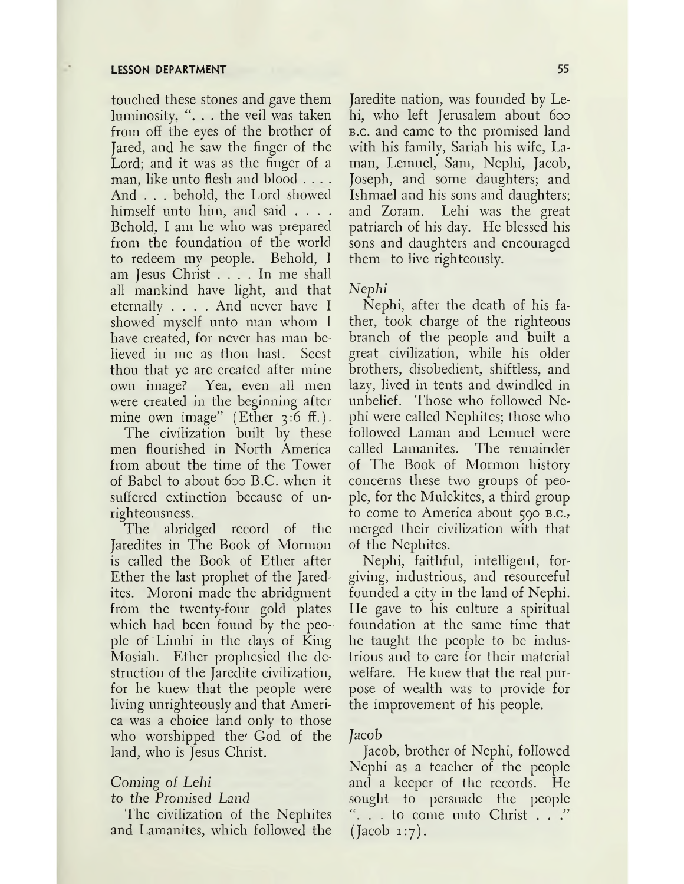touched these stones and gave them luminosity, ". . . the veil was taken from off the eyes of the brother of Jared, and he saw the finger of the Lord; and it was as the finger of a man, like unto flesh and blood . . . . And . . . behold, the Lord showed himself unto him, and said . . . . Behold, I am he who was prepared from the foundation of the world to redeem my people. Behold, I am Jesus Christ . . . . In me shall all mankind have light, and that eternally . . . . And never have I showed myself unto man whom I have created, for never has man believed in me as thou hast. Seest thou that ye are created after mine own image? Yea, even all men were created in the beginning after mine own image" (Ether 3:6 ff.).

The civilization built by these men flourished in North America from about the time of the Tower of Babel to about 600 B.C. when it suffered extinction because of unrighteousness.

The abridged record of the Jaredites in The Book of Mormon is called the Book of Ether after Ether the last prophet of the Jaredites. Moroni made the abridgment from the twenty-four gold plates which had been found by the people of Limhi in the days of King Mosiah. Ether prophesied the destruction of the Jaredite civilization, for he knew that the people were living unrighteously and that America was a choice land only to those who worshipped the God of the land, who is Jesus Christ.

### *Coming of Lehi to the Promised Land*

The civilization of the Nephites and Lamanites, which followed the Jaredite nation, was founded by Lehi, who left Jerusalem about 600 B.C. and came to the promised land with his family, Sariah his wife, Laman, Lemuel, Sam, Nephi, Jacob, Joseph, and some daughters; and Ishmael and his sons and daughters; and Zoram. Lehi was the great patriarch of his day. He blessed his sons and daughters and encouraged them to live righteously.

### *Nephi*

Nephi, after the death of his father, took charge of the righteous branch of the people and built a great civilization, while his older brothers, disobedient, shiftless, and lazy, lived in tents and dwindled in unbelief. Those who followed Nephi were called Nephites; those who followed Laman and Lemuel were called Lamanites. The remainder of The Book of Mormon history concerns these two groups of people, for the Mulekites, a third group to come to America about 590 B.C., merged their civilization with that of the Nephites.

Nephi, faithful, intelligent, forgiving, industrious, and resourceful founded a city in the land of Nephi. He gave to his culture a spiritual foundation at the same time that he taught the people to be industrious and to care for their material welfare. He knew that the real purpose of wealth was to provide for the improvement of his people.

### *Jacob*

Jacob, brother of Nephi, followed Nephi as a teacher of the people and a keeper of the records. He sought to persuade the people ". . . to come unto Christ . . ." (Jacob 1:7).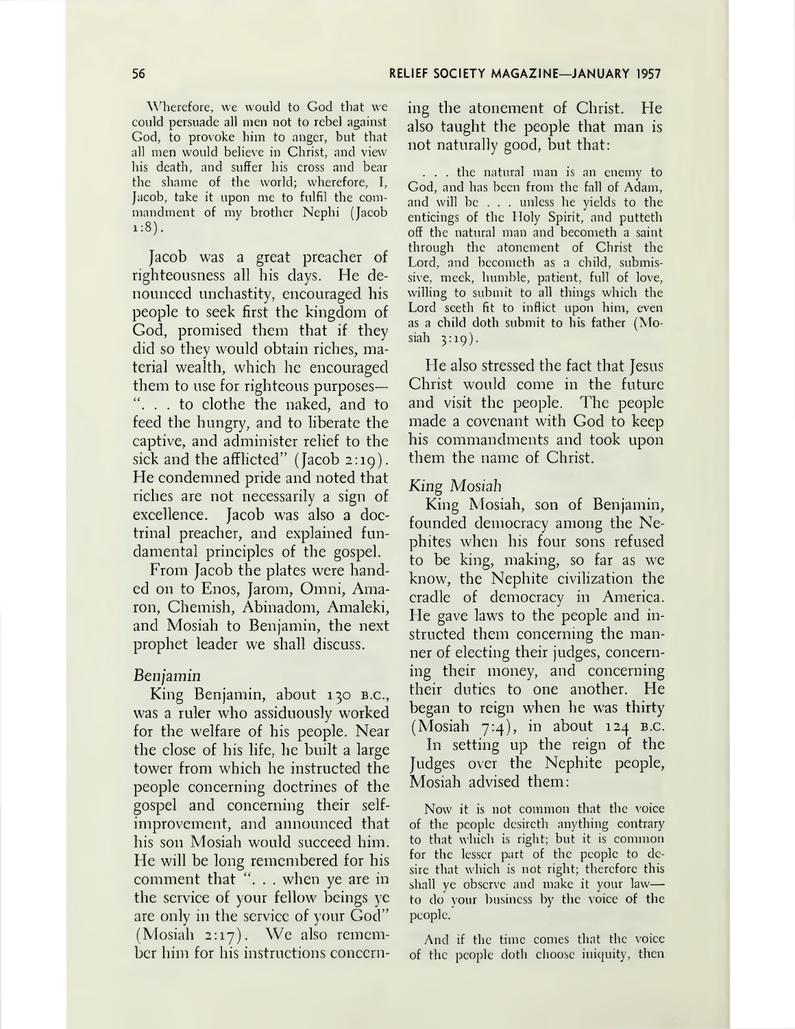Wherefore, we would to God that we could persuade all men not to rebel against God, to provoke him to anger, but that all men would believe in Christ, and view his death, and suffer his cross and bear the shame of the world; wherefore, I, Jacob, take it upon me to fulfil the commandment of my brother Nephi (Jacob 1:8).

Jacob was a great preacher of righteousness all his days. He denounced unchastity, encouraged his people to seek first the kingdom of God, promised them that if they did so they would obtain riches, material wealth, which he encouraged them to use for righteous purposes—". . . to clothe the naked, and to feed the hungry, and to liberate the captive, and administer relief to the sick and the afflicted" (Jacob 2:19). He condemned pride and noted that riches are not necessarily a sign of excellence. Jacob was also a doctrinal preacher, and explained fundamental principles of the gospel.

From Jacob the plates were handed on to Enos, Jarom, Omni, Amaron, Chemish, Abinadom, Amaleki, and Mosiah to Benjamin, the next prophet leader we shall discuss.

*Benjamin*

King Benjamin, about 130 B.C., was a ruler who assiduously worked for the welfare of his people. Near the close of his life, he built a large tower from which he instructed the people concerning doctrines of the gospel and concerning their self-improvement, and announced that his son Mosiah would succeed him. He will be long remembered for his comment that ". . . when ye are in the service of your fellow beings ye are only in the service of your God" (Mosiah 2:17). We also remember him for his instructions concerning the atonement of Christ. He also taught the people that man is not naturally good, but that:

. . . the natural man is an enemy to God, and has been from the fall of Adam, and will be . . . unless he yields to the enticings of the Holy Spirit, and putteth off the natural man and becometh a saint through the atonement of Christ the Lord, and becometh as a child, submissive, meek, humble, patient, full of love, willing to submit to all things which the Lord seeth fit to inflict upon him, even as a child doth submit to his father (Mosiah 3:19).

He also stressed the fact that Jesus Christ would come in the future and visit the people. The people made a covenant with God to keep his commandments and took upon them the name of Christ.

*King Mosiah*

King Mosiah, son of Benjamin, founded democracy among the Nephites when his four sons refused to be king, making, so far as we know, the Nephite civilization the cradle of democracy in America. He gave laws to the people and instructed them concerning the manner of electing their judges, concerning their money, and concerning their duties to one another. He began to reign when he was thirty (Mosiah 7:4), in about 124 B.C.

In setting up the reign of the Judges over the Nephite people, Mosiah advised them:

Now it is not common that the voice of the people desireth anything contrary to that which is right; but it is common for the lesser part of the people to desire that which is not right; therefore this shall ye observe and make it your law—to do your business by the voice of the people.

And if the time comes that the voice of the people doth choose iniquity, then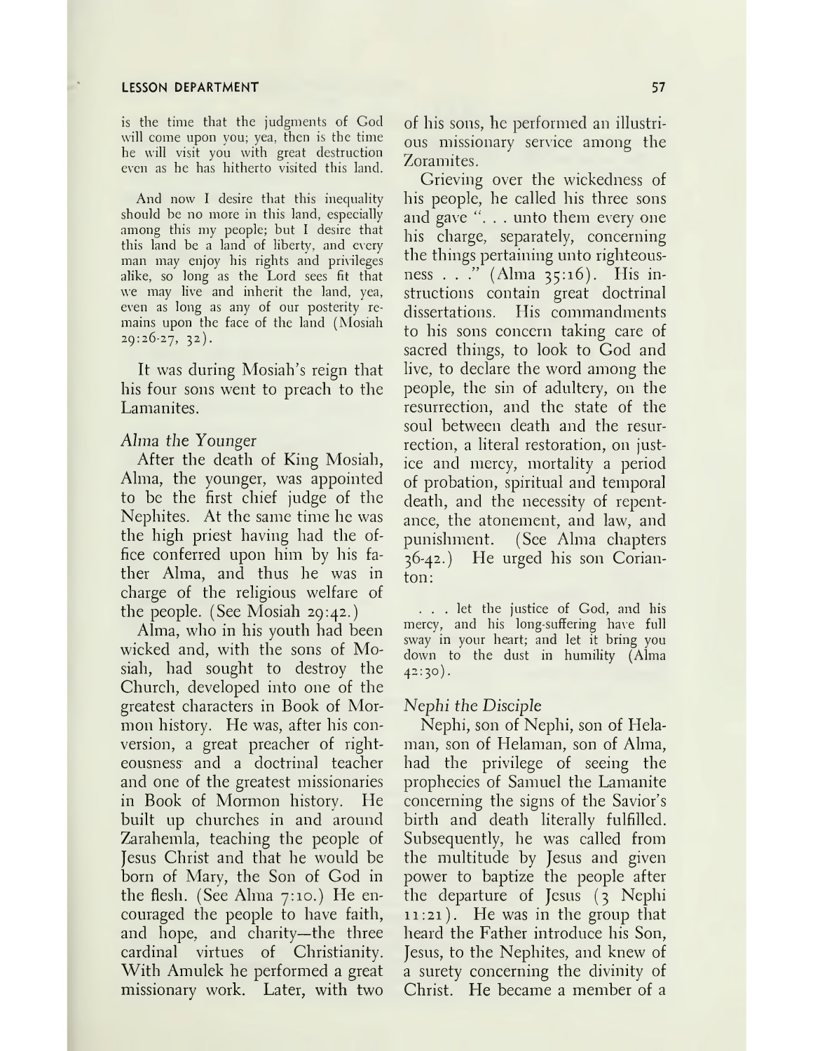is the time that the judgments of God will come upon you; yea, then is the time he will visit you with great destruction even as he has hitherto visited this land.

> And now I desire that this inequality should be no more in this land, especially among this my people; but I desire that this land be a land of liberty, and every man may enjoy his rights and privileges alike, so long as the Lord sees fit that we may live and inherit the land, yea, even as long as any of our posterity remains upon the face of the land (Mosiah 29:26-27, 32).

It was during Mosiah's reign that his four sons went to preach to the Lamanites.

### *Alma the Younger*

After the death of King Mosiah, Alma, the younger, was appointed to be the first chief judge of the Nephites. At the same time he was the high priest having had the office conferred upon him by his father Alma, and thus he was in charge of the religious welfare of the people. (See Mosiah 29:42.)

Alma, who in his youth had been wicked and, with the sons of Mosiah, had sought to destroy the Church, developed into one of the greatest characters in Book of Mormon history. He was, after his conversion, a great preacher of righteousness and a doctrinal teacher and one of the greatest missionaries in Book of Mormon history. He built up churches in and around Zarahemla, teaching the people of Jesus Christ and that he would be born of Mary, the Son of God in the flesh. (See Alma 7:10.) He encouraged the people to have faith, and hope, and charity—the three cardinal virtues of Christianity. With Amulek he performed a great missionary work. Later, with two of his sons, he performed an illustrious missionary service among the Zoramites.

Grieving over the wickedness of his people, he called his three sons and gave ". . . unto them every one his charge, separately, concerning the things pertaining unto righteousness . . ." (Alma 35:16). His instructions contain great doctrinal dissertations. His commandments to his sons concern taking care of sacred things, to look to God and live, to declare the word among the people, the sin of adultery, on the resurrection, and the state of the soul between death and the resurrection, a literal restoration, on justice and mercy, mortality a period of probation, spiritual and temporal death, and the necessity of repentance, the atonement, and law, and punishment. (See Alma chapters 36-42.) He urged his son Corianton:

> . . . let the justice of God, and his mercy, and his long-suffering have full sway in your heart; and let it bring you down to the dust in humility (Alma 42:30).

### *Nephi the Disciple*

Nephi, son of Nephi, son of Helaman, son of Helaman, son of Alma, had the privilege of seeing the prophecies of Samuel the Lamanite concerning the signs of the Savior's birth and death literally fulfilled. Subsequently, he was called from the multitude by Jesus and given power to baptize the people after the departure of Jesus (3 Nephi 11:21). He was in the group that heard the Father introduce his Son, Jesus, to the Nephites, and knew of a surety concerning the divinity of Christ. He became a member of a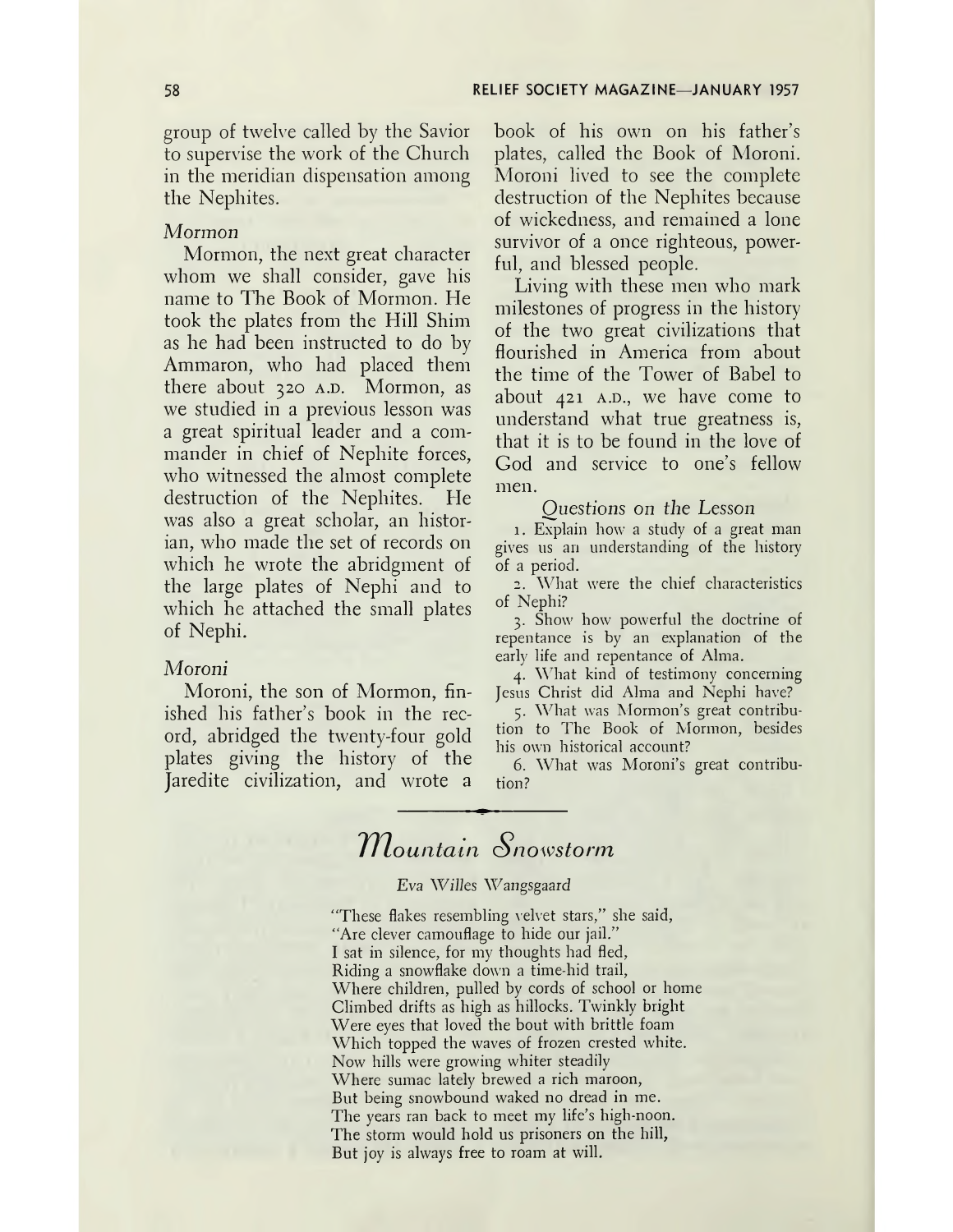group of twelve called by the Savior to supervise the work of the Church in the meridian dispensation among the Nephites.

*Mormon*

Mormon, the next great character whom we shall consider, gave his name to The Book of Mormon. He took the plates from the Hill Shim as he had been instructed to do by Ammaron, who had placed them there about 320 A.D. Mormon, as we studied in a previous lesson was a great spiritual leader and a commander in chief of Nephite forces, who witnessed the almost complete destruction of the Nephites. He was also a great scholar, an historian, who made the set of records on which he wrote the abridgment of the large plates of Nephi and to which he attached the small plates of Nephi.

*Moroni*

Moroni, the son of Mormon, finished his father's book in the record, abridged the twenty-four gold plates giving the history of the Jaredite civilization, and wrote a book of his own on his father's plates, called the Book of Moroni. Moroni lived to see the complete destruction of the Nephites because of wickedness, and remained a lone survivor of a once righteous, powerful, and blessed people.

Living with these men who mark milestones of progress in the history of the two great civilizations that flourished in America from about the time of the Tower of Babel to about 421 A.D., we have come to understand what true greatness is, that it is to be found in the love of God and service to one's fellow men.

*Questions on the Lesson*

1. Explain how a study of a great man gives us an understanding of the history of a period.
2. What were the chief characteristics of Nephi?
3. Show how powerful the doctrine of repentance is by an explanation of the early life and repentance of Alma.
4. What kind of testimony concerning Jesus Christ did Alma and Nephi have?
5. What was Mormon's great contribution to The Book of Mormon, besides his own historical account?
6. What was Moroni's great contribution?

## *Mountain Snowstorm*

*Eva Willes Wangsgaard*

"These flakes resembling velvet stars," she said,
"Are clever camouflage to hide our jail."
I sat in silence, for my thoughts had fled,
Riding a snowflake down a time-hid trail,
Where children, pulled by cords of school or home
Climbed drifts as high as hillocks. Twinkly bright
Were eyes that loved the bout with brittle foam
Which topped the waves of frozen crested white.
Now hills were growing whiter steadily
Where sumac lately brewed a rich maroon,
But being snowbound waked no dread in me.
The years ran back to meet my life's high-noon.
The storm would hold us prisoners on the hill,
But joy is always free to roam at will.